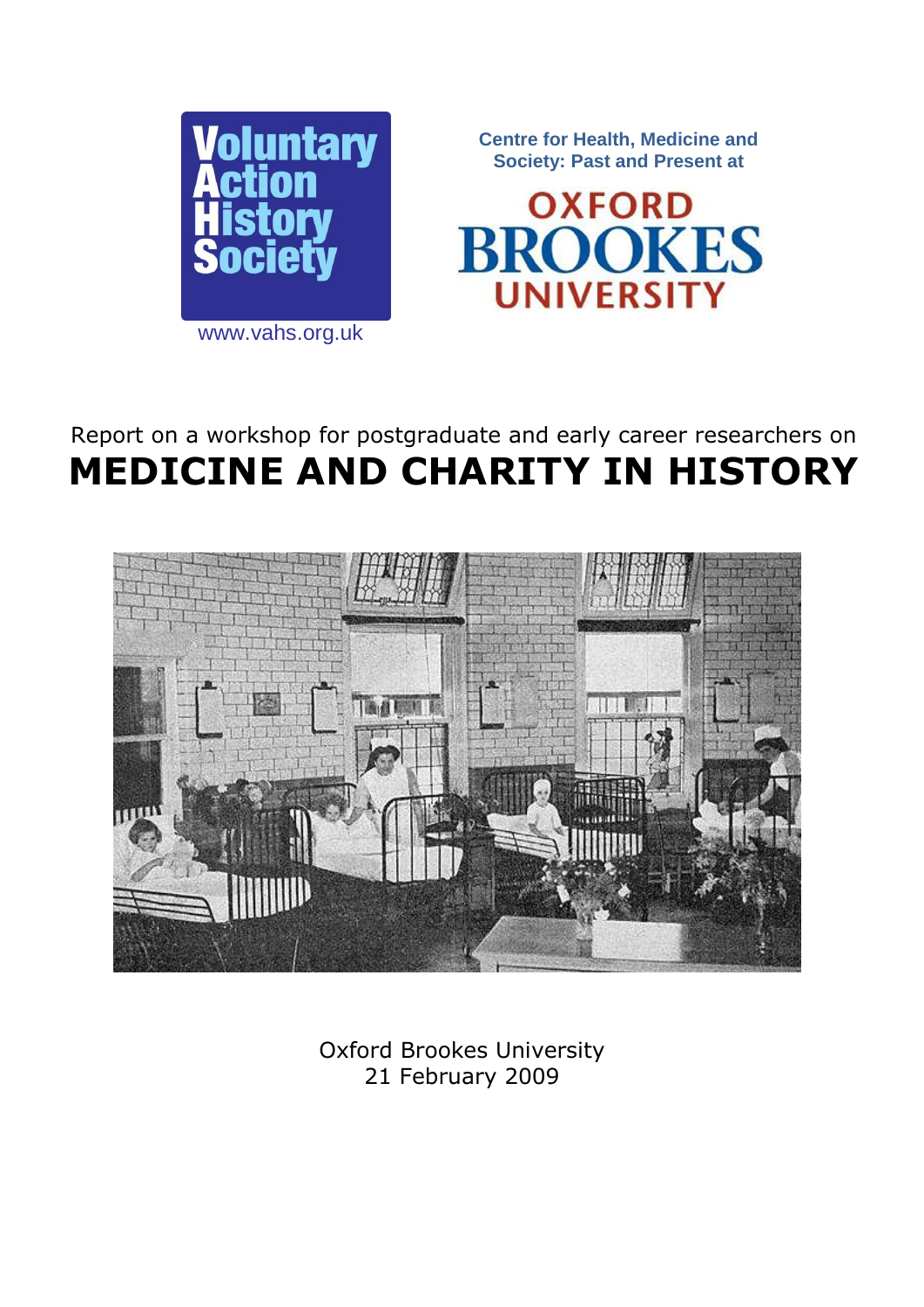Voluntary Action History Society

www.vahs.org.uk

Centre for Health, Medicine and Society: Past and Present at

OXFORD BROOKES UNIVERSITY

Report on a workshop for postgraduate and early career researchers on

# MEDICINE AND CHARITY IN HISTORY

Oxford Brookes University
21 February 2009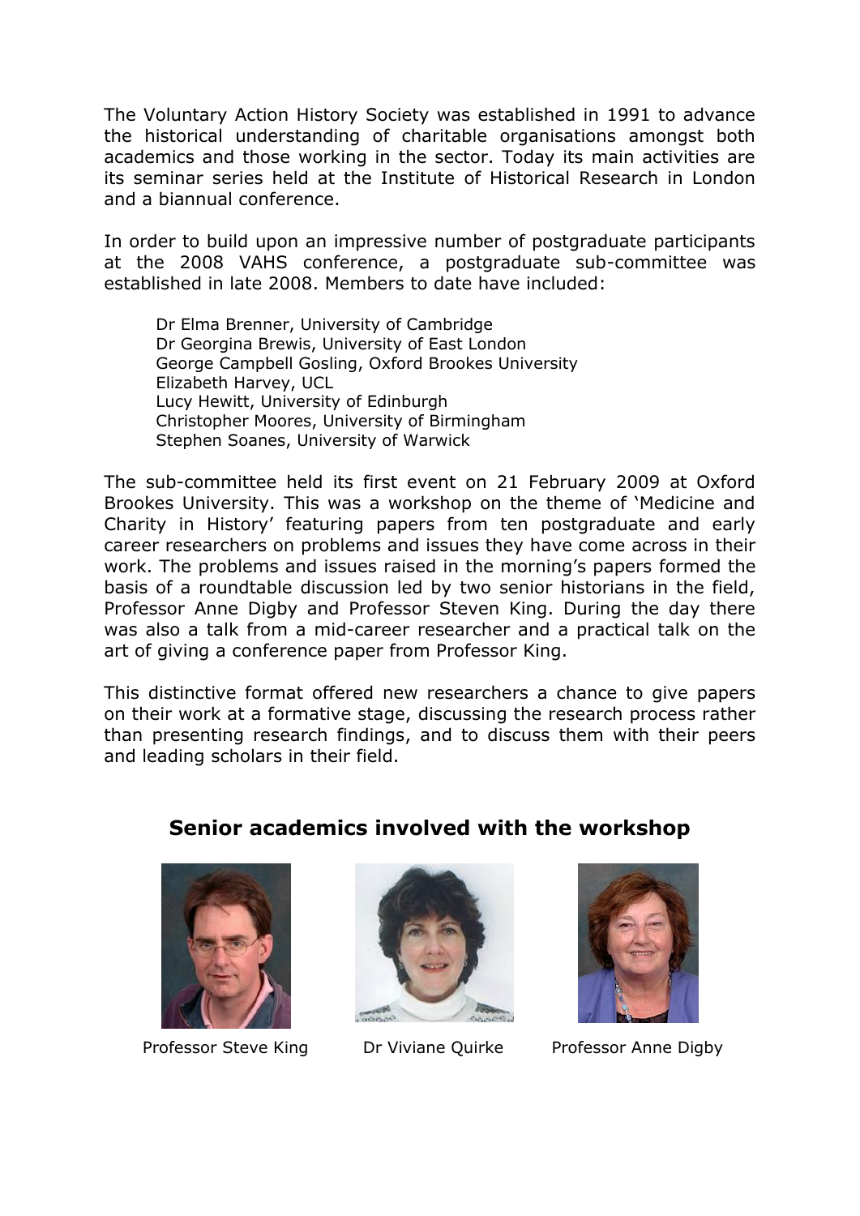The Voluntary Action History Society was established in 1991 to advance the historical understanding of charitable organisations amongst both academics and those working in the sector. Today its main activities are its seminar series held at the Institute of Historical Research in London and a biannual conference.

In order to build upon an impressive number of postgraduate participants at the 2008 VAHS conference, a postgraduate sub-committee was established in late 2008. Members to date have included:

Dr Elma Brenner, University of Cambridge
Dr Georgina Brewis, University of East London
George Campbell Gosling, Oxford Brookes University
Elizabeth Harvey, UCL
Lucy Hewitt, University of Edinburgh
Christopher Moores, University of Birmingham
Stephen Soanes, University of Warwick

The sub-committee held its first event on 21 February 2009 at Oxford Brookes University. This was a workshop on the theme of 'Medicine and Charity in History' featuring papers from ten postgraduate and early career researchers on problems and issues they have come across in their work. The problems and issues raised in the morning's papers formed the basis of a roundtable discussion led by two senior historians in the field, Professor Anne Digby and Professor Steven King. During the day there was also a talk from a mid-career researcher and a practical talk on the art of giving a conference paper from Professor King.

This distinctive format offered new researchers a chance to give papers on their work at a formative stage, discussing the research process rather than presenting research findings, and to discuss them with their peers and leading scholars in their field.

## Senior academics involved with the workshop

Professor Steve King

Dr Viviane Quirke

Professor Anne Digby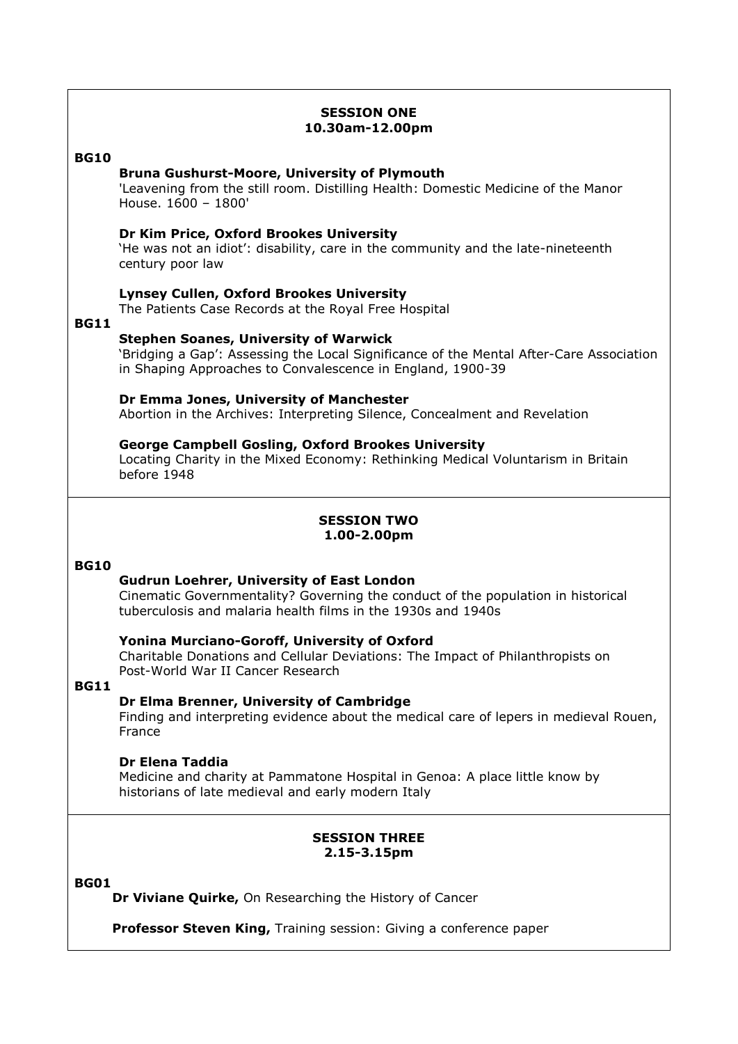## SESSION ONE
## 10.30am-12.00pm

**BG10**

**Bruna Gushurst-Moore, University of Plymouth**
'Leavening from the still room. Distilling Health: Domestic Medicine of the Manor House. 1600 – 1800'

**Dr Kim Price, Oxford Brookes University**
'He was not an idiot': disability, care in the community and the late-nineteenth century poor law

**Lynsey Cullen, Oxford Brookes University**
The Patients Case Records at the Royal Free Hospital

**BG11**

**Stephen Soanes, University of Warwick**
'Bridging a Gap': Assessing the Local Significance of the Mental After-Care Association in Shaping Approaches to Convalescence in England, 1900-39

**Dr Emma Jones, University of Manchester**
Abortion in the Archives: Interpreting Silence, Concealment and Revelation

**George Campbell Gosling, Oxford Brookes University**
Locating Charity in the Mixed Economy: Rethinking Medical Voluntarism in Britain before 1948

## SESSION TWO
## 1.00-2.00pm

**BG10**

**Gudrun Loehrer, University of East London**
Cinematic Governmentality? Governing the conduct of the population in historical tuberculosis and malaria health films in the 1930s and 1940s

**Yonina Murciano-Goroff, University of Oxford**
Charitable Donations and Cellular Deviations: The Impact of Philanthropists on Post-World War II Cancer Research

**BG11**

**Dr Elma Brenner, University of Cambridge**
Finding and interpreting evidence about the medical care of lepers in medieval Rouen, France

**Dr Elena Taddia**
Medicine and charity at Pammatone Hospital in Genoa: A place little know by historians of late medieval and early modern Italy

## SESSION THREE
## 2.15-3.15pm

**BG01**

**Dr Viviane Quirke,** On Researching the History of Cancer

**Professor Steven King,** Training session: Giving a conference paper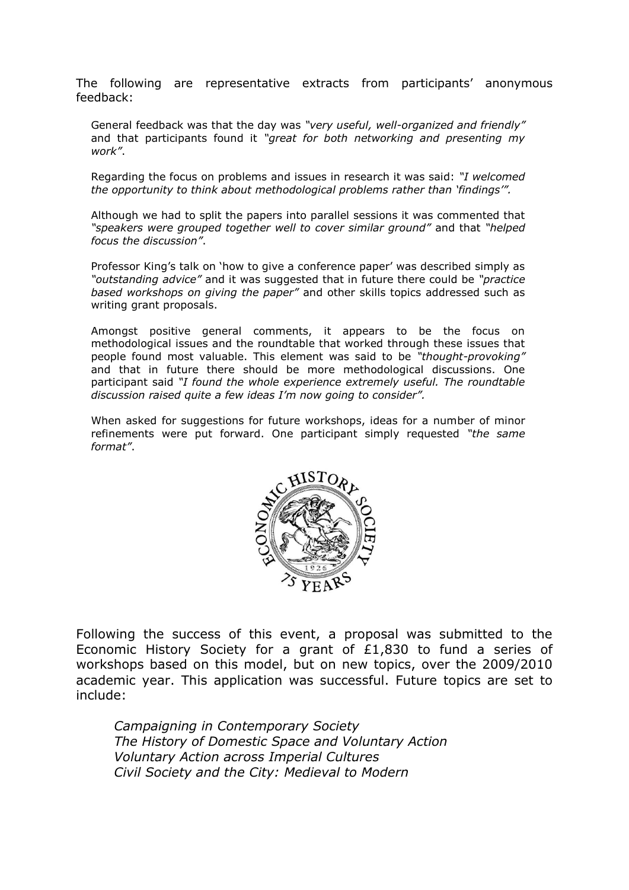The following are representative extracts from participants' anonymous feedback:

General feedback was that the day was *"very useful, well-organized and friendly"* and that participants found it *"great for both networking and presenting my work"*.

Regarding the focus on problems and issues in research it was said: *"I welcomed the opportunity to think about methodological problems rather than 'findings'".*

Although we had to split the papers into parallel sessions it was commented that *"speakers were grouped together well to cover similar ground"* and that *"helped focus the discussion"*.

Professor King's talk on 'how to give a conference paper' was described simply as *"outstanding advice"* and it was suggested that in future there could be *"practice based workshops on giving the paper"* and other skills topics addressed such as writing grant proposals.

Amongst positive general comments, it appears to be the focus on methodological issues and the roundtable that worked through these issues that people found most valuable. This element was said to be *"thought-provoking"* and that in future there should be more methodological discussions. One participant said *"I found the whole experience extremely useful. The roundtable discussion raised quite a few ideas I'm now going to consider".*

When asked for suggestions for future workshops, ideas for a number of minor refinements were put forward. One participant simply requested *"the same format"*.

ECONOMIC HISTORY SOCIETY
1926
75 YEARS

Following the success of this event, a proposal was submitted to the Economic History Society for a grant of £1,830 to fund a series of workshops based on this model, but on new topics, over the 2009/2010 academic year. This application was successful. Future topics are set to include:

*Campaigning in Contemporary Society*
*The History of Domestic Space and Voluntary Action*
*Voluntary Action across Imperial Cultures*
*Civil Society and the City: Medieval to Modern*